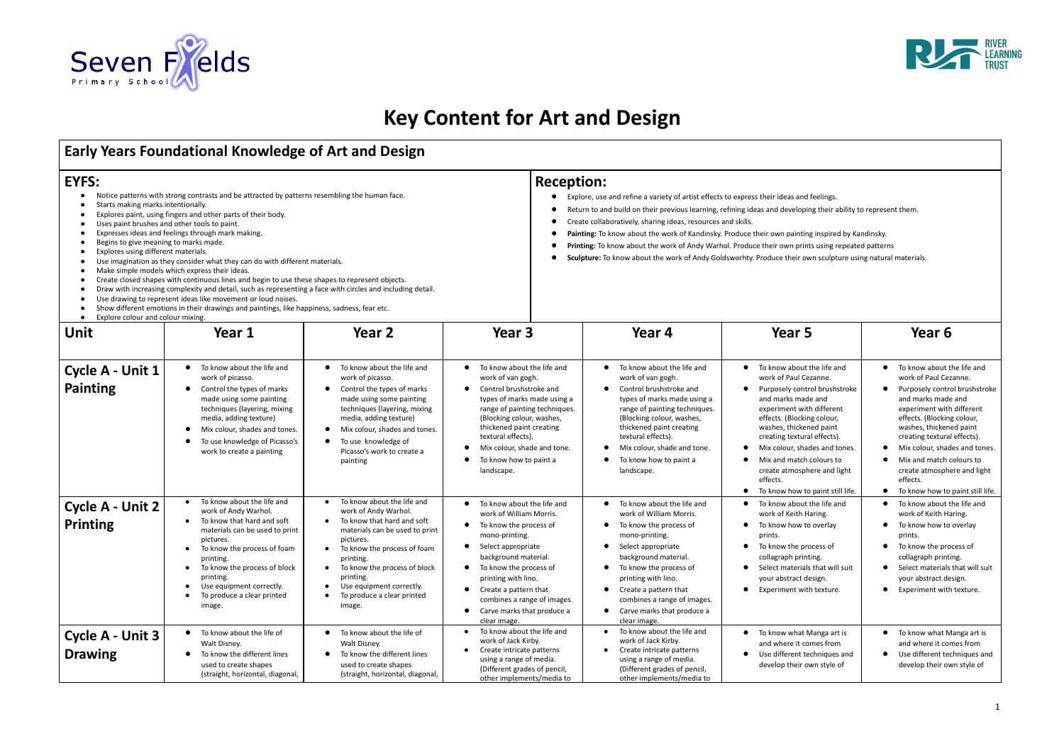# Key Content for Art and Design

## Early Years Foundational Knowledge of Art and Design

### EYFS:

- Notice patterns with strong contrasts and be attracted by patterns resembling the human face.
- Starts making marks intentionally.
- Explores paint, using fingers and other parts of their body.
- Uses paint brushes and other tools to paint.
- Expresses ideas and feelings through mark making.
- Begins to give meaning to marks made.
- Explores using different materials.
- Use imagination as they consider what they can do with different materials.
- Make simple models which express their ideas.
- Create closed shapes with continuous lines and begin to use these shapes to represent objects.
- Draw with increasing complexity and detail, such as representing a face with circles and including detail.
- Use drawing to represent ideas like movement or loud noises.
- Show different emotions in their drawings and paintings, like happiness, sadness, fear etc.
- Explore colour and colour mixing.

### Reception:

- Explore, use and refine a variety of artist effects to express their ideas and feelings.
- Return to and build on their previous learning, refining ideas and developing their ability to represent them.
- Create collaboratively, sharing ideas, resources and skills.
- **Painting:** To know about the work of Kandinsky. Produce their own painting inspired by Kandinsky.
- **Printing:** To know about the work of Andy Warhol. Produce their own prints using repeated patterns
- **Sculpture:** To know about the work of Andy Goldsworhty. Produce their own sculpture using natural materials.

| Unit | Year 1 | Year 2 | Year 3 | Year 4 | Year 5 | Year 6 |
|---|---|---|---|---|---|---|
| **Cycle A - Unit 1 Painting** | • To know about the life and work of picasso.<br>• Control the types of marks made using some painting techniques (layering, mixing media, adding texture)<br>• Mix colour, shades and tones.<br>• To use knowledge of Picasso's work to create a painting | • To know about the life and work of picasso.<br>• Control the types of marks made using some painting techniques (layering, mixing media, adding texture)<br>• Mix colour, shades and tones.<br>• To use knowledge of Picasso's work to create a painting | • To know about the life and work of van gogh.<br>• Control brushstroke and types of marks made using a range of painting techniques. (Blocking colour, washes, thickened paint creating textural effects).<br>• Mix colour, shade and tone.<br>• To know how to paint a landscape. | • To know about the life and work of van gogh.<br>• Control brushstroke and types of marks made using a range of painting techniques. (Blocking colour, washes, thickened paint creating textural effects).<br>• Mix colour, shade and tone.<br>• To know how to paint a landscape. | • To know about the life and work of Paul Cezanne.<br>• Purposely control brushstroke and marks made and experiment with different effects. (Blocking colour, washes, thickened paint creating textural effects).<br>• Mix colour, shades and tones.<br>• Mix and match colours to create atmosphere and light effects.<br>• To know how to paint still life. | • To know about the life and work of Paul Cezanne.<br>• Purposely control brushstroke and marks made and experiment with different effects. (Blocking colour, washes, thickened paint creating textural effects).<br>• Mix colour, shades and tones.<br>• Mix and match colours to create atmosphere and light effects.<br>• To know how to paint still life. |
| **Cycle A - Unit 2 Printing** | • To know about the life and work of Andy Warhol.<br>• To know that hard and soft materials can be used to print pictures.<br>• To know the process of foam printing.<br>• To know the process of block printing.<br>• Use equipment correctly.<br>• To produce a clear printed image. | • To know about the life and work of Andy Warhol.<br>• To know that hard and soft materials can be used to print pictures.<br>• To know the process of foam printing.<br>• To know the process of block printing.<br>• Use equipment correctly.<br>• To produce a clear printed image. | • To know about the life and work of William Morris.<br>• To know the process of mono-printing.<br>• Select appropriate background material.<br>• To know the process of printing with lino.<br>• Create a pattern that combines a range of images.<br>• Carve marks that produce a clear image. | • To know about the life and work of William Morris.<br>• To know the process of mono-printing.<br>• Select appropriate background material.<br>• To know the process of printing with lino.<br>• Create a pattern that combines a range of images.<br>• Carve marks that produce a clear image. | • To know about the life and work of Keith Haring.<br>• To know how to overlay prints.<br>• To know the process of collagraph printing.<br>• Select materials that will suit your abstract design.<br>• Experiment with texture. | • To know about the life and work of Keith Haring.<br>• To know how to overlay prints.<br>• To know the process of collagraph printing.<br>• Select materials that will suit your abstract design.<br>• Experiment with texture. |
| **Cycle A - Unit 3 Drawing** | • To know about the life of Walt Disney.<br>• To know the different lines used to create shapes (straight, horizontal, diagonal, | • To know about the life of Walt Disney.<br>• To know the different lines used to create shapes (straight, horizontal, diagonal, | • To know about the life and work of Jack Kirby.<br>• Create intricate patterns using a range of media. (Different grades of pencil, other implements/media to | • To know about the life and work of Jack Kirby.<br>• Create intricate patterns using a range of media. (Different grades of pencil, other implements/media to | • To know what Manga art is and where it comes from<br>• Use different techniques and develop their own style of | • To know what Manga art is and where it comes from<br>• Use different techniques and develop their own style of |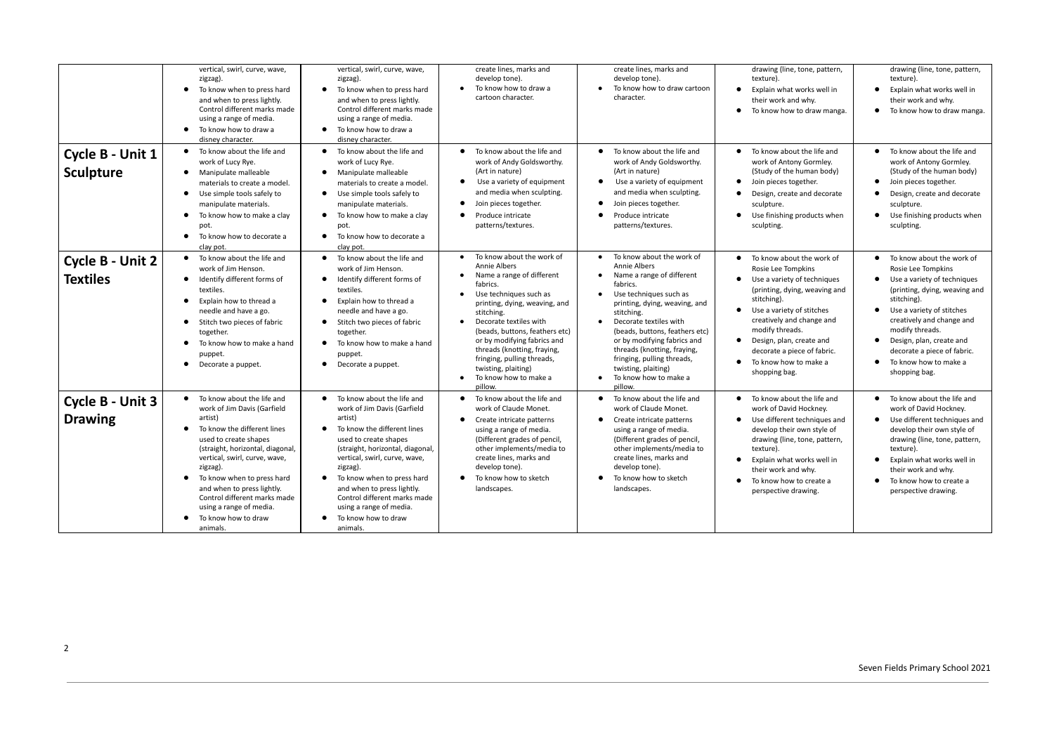| | | | | | | |
|---|---|---|---|---|---|---|
| | vertical, swirl, curve, wave, zigzag).<br>● To know when to press hard and when to press lightly. Control different marks made using a range of media.<br>● To know how to draw a disney character. | vertical, swirl, curve, wave, zigzag).<br>● To know when to press hard and when to press lightly. Control different marks made using a range of media.<br>● To know how to draw a disney character. | create lines, marks and develop tone).<br>● To know how to draw a cartoon character. | create lines, marks and develop tone).<br>● To know how to draw cartoon character. | drawing (line, tone, pattern, texture).<br>● Explain what works well in their work and why.<br>● To know how to draw manga. | drawing (line, tone, pattern, texture).<br>● Explain what works well in their work and why.<br>● To know how to draw manga. |
| **Cycle B - Unit 1 Sculpture** | ● To know about the life and work of Lucy Rye.<br>● Manipulate malleable materials to create a model.<br>● Use simple tools safely to manipulate materials.<br>● To know how to make a clay pot.<br>● To know how to decorate a clay pot. | ● To know about the life and work of Lucy Rye.<br>● Manipulate malleable materials to create a model.<br>● Use simple tools safely to manipulate materials.<br>● To know how to make a clay pot.<br>● To know how to decorate a clay pot. | ● To know about the life and work of Andy Goldsworthy. (Art in nature)<br>● Use a variety of equipment and media when sculpting.<br>● Join pieces together.<br>● Produce intricate patterns/textures. | ● To know about the life and work of Andy Goldsworthy. (Art in nature)<br>● Use a variety of equipment and media when sculpting.<br>● Join pieces together.<br>● Produce intricate patterns/textures. | ● To know about the life and work of Antony Gormley. (Study of the human body)<br>● Join pieces together.<br>● Design, create and decorate sculpture.<br>● Use finishing products when sculpting. | ● To know about the life and work of Antony Gormley. (Study of the human body)<br>● Join pieces together.<br>● Design, create and decorate sculpture.<br>● Use finishing products when sculpting. |
| **Cycle B - Unit 2 Textiles** | ● To know about the life and work of Jim Henson.<br>● Identify different forms of textiles.<br>● Explain how to thread a needle and have a go.<br>● Stitch two pieces of fabric together.<br>● To know how to make a hand puppet.<br>● Decorate a puppet. | ● To know about the life and work of Jim Henson.<br>● Identify different forms of textiles.<br>● Explain how to thread a needle and have a go.<br>● Stitch two pieces of fabric together.<br>● To know how to make a hand puppet.<br>● Decorate a puppet. | ● To know about the work of Annie Albers<br>● Name a range of different fabrics.<br>● Use techniques such as printing, dying, weaving, and stitching.<br>● Decorate textiles with (beads, buttons, feathers etc) or by modifying fabrics and threads (knotting, fraying, fringing, pulling threads, twisting, plaiting)<br>● To know how to make a pillow. | ● To know about the work of Annie Albers<br>● Name a range of different fabrics.<br>● Use techniques such as printing, dying, weaving, and stitching.<br>● Decorate textiles with (beads, buttons, feathers etc) or by modifying fabrics and threads (knotting, fraying, fringing, pulling threads, twisting, plaiting)<br>● To know how to make a pillow. | ● To know about the work of Rosie Lee Tompkins<br>● Use a variety of techniques (printing, dying, weaving and stitching).<br>● Use a variety of stitches creatively and change and modify threads.<br>● Design, plan, create and decorate a piece of fabric.<br>● To know how to make a shopping bag. | ● To know about the work of Rosie Lee Tompkins<br>● Use a variety of techniques (printing, dying, weaving and stitching).<br>● Use a variety of stitches creatively and change and modify threads.<br>● Design, plan, create and decorate a piece of fabric.<br>● To know how to make a shopping bag. |
| **Cycle B - Unit 3 Drawing** | ● To know about the life and work of Jim Davis (Garfield artist)<br>● To know the different lines used to create shapes (straight, horizontal, diagonal, vertical, swirl, curve, wave, zigzag).<br>● To know when to press hard and when to press lightly. Control different marks made using a range of media.<br>● To know how to draw animals. | ● To know about the life and work of Jim Davis (Garfield artist)<br>● To know the different lines used to create shapes (straight, horizontal, diagonal, vertical, swirl, curve, wave, zigzag).<br>● To know when to press hard and when to press lightly. Control different marks made using a range of media.<br>● To know how to draw animals. | ● To know about the life and work of Claude Monet.<br>● Create intricate patterns using a range of media. (Different grades of pencil, other implements/media to create lines, marks and develop tone).<br>● To know how to sketch landscapes. | ● To know about the life and work of Claude Monet.<br>● Create intricate patterns using a range of media. (Different grades of pencil, other implements/media to create lines, marks and develop tone).<br>● To know how to sketch landscapes. | ● To know about the life and work of David Hockney.<br>● Use different techniques and develop their own style of drawing (line, tone, pattern, texture).<br>● Explain what works well in their work and why.<br>● To know how to create a perspective drawing. | ● To know about the life and work of David Hockney.<br>● Use different techniques and develop their own style of drawing (line, tone, pattern, texture).<br>● Explain what works well in their work and why.<br>● To know how to create a perspective drawing. |